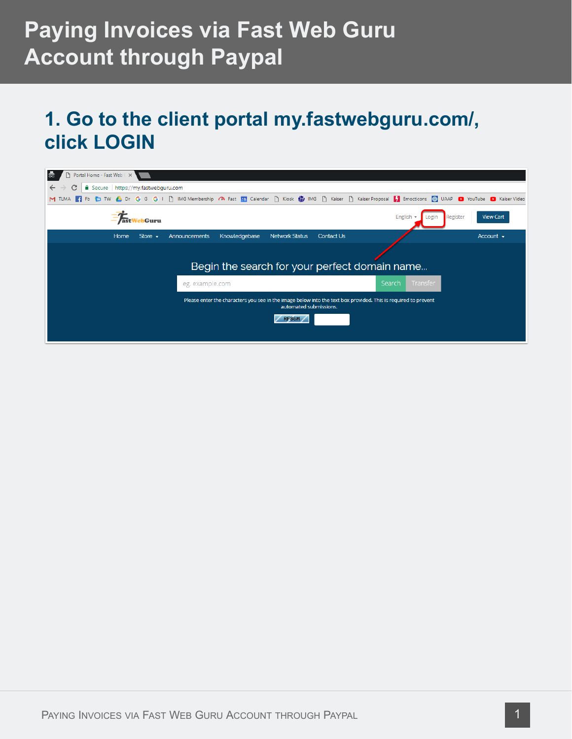# Paying Invoices via Fast Web Guru Account through Paypal

## 1. Go to the client portal my.fastwebguru.com/, click LOGIN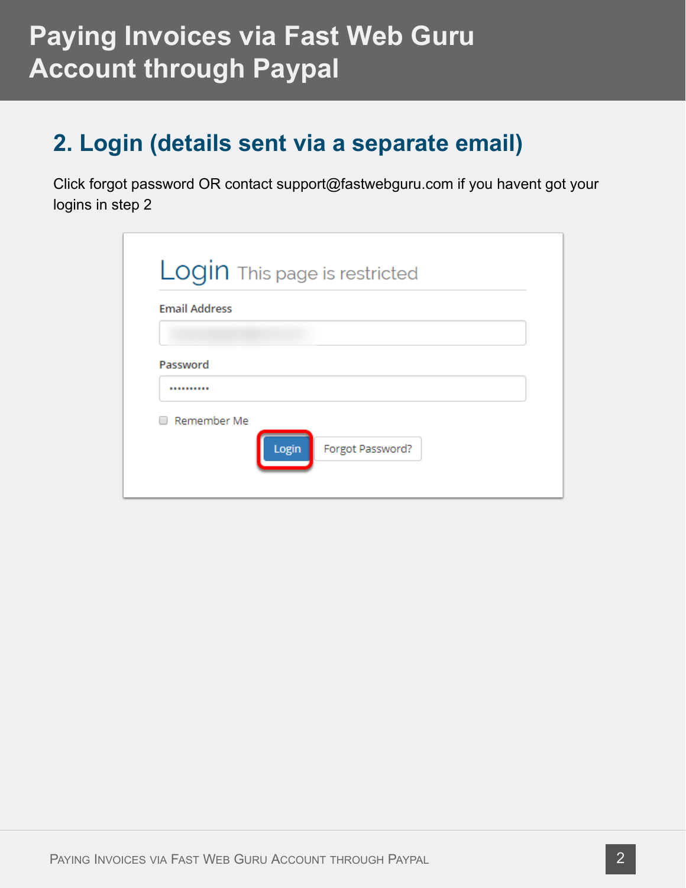## 2. Login (details sent via a separate email)

Click forgot password OR contact support@fastwebguru.com if you havent got your logins in step 2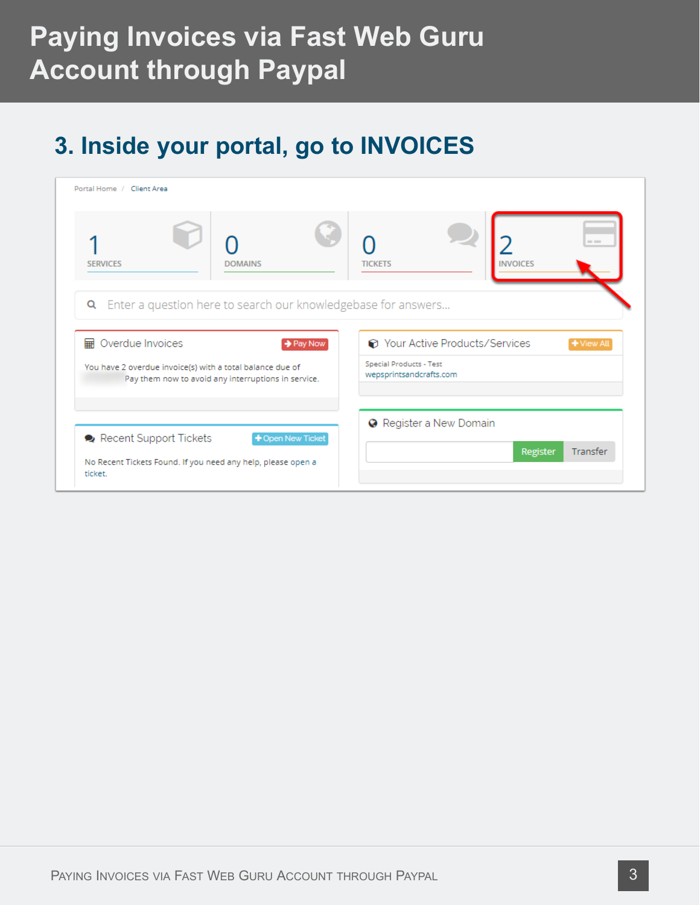# Paying Invoices via Fast Web Guru Account through Paypal

## 3. Inside your portal, go to INVOICES

Portal Home / Client Area

1 SERVICES

0 DOMAINS

0 TICKETS

2 INVOICES

Enter a question here to search our knowledgebase for answers...

Overdue Invoices — Pay Now

You have 2 overdue invoice(s) with a total balance due of Pay them now to avoid any interruptions in service.

Your Active Products/Services — View All

Special Products - Test
wepsprintsandcrafts.com

Recent Support Tickets — Open New Ticket

No Recent Tickets Found. If you need any help, please open a ticket.

Register a New Domain

Register | Transfer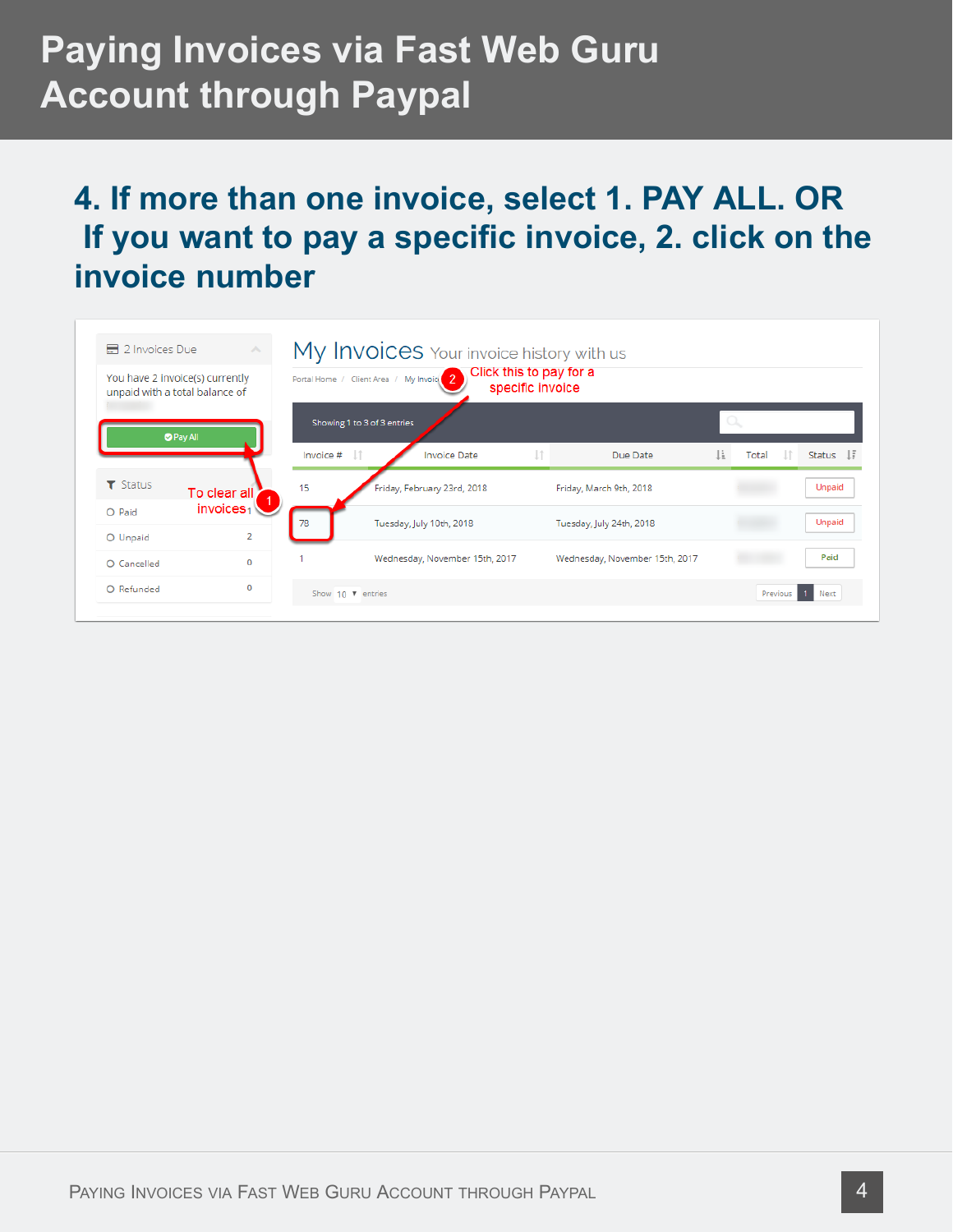# Paying Invoices via Fast Web Guru Account through Paypal

## 4. If more than one invoice, select 1. PAY ALL. OR If you want to pay a specific invoice, 2. click on the invoice number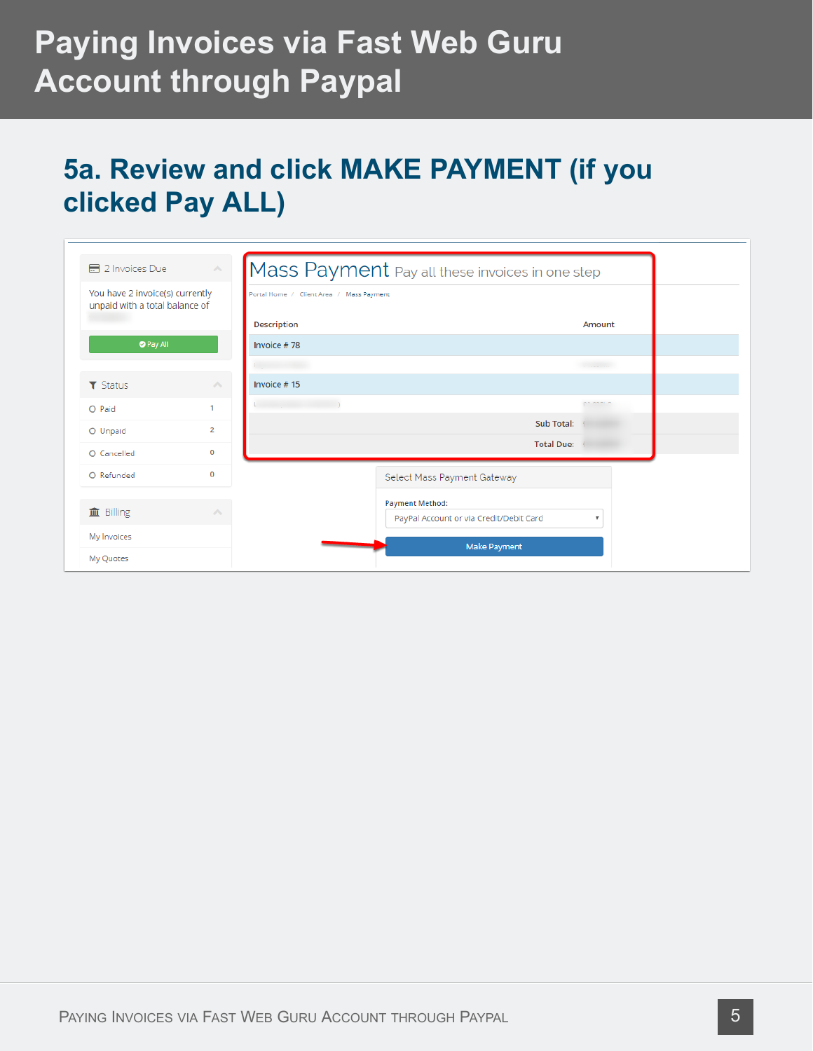# Paying Invoices via Fast Web Guru Account through Paypal

## 5a. Review and click MAKE PAYMENT (if you clicked Pay ALL)

2 Invoices Due

You have 2 invoice(s) currently unpaid with a total balance of

Pay All

Status

- Paid 1
- Unpaid 2
- Cancelled 0
- Refunded 0

Billing

- My Invoices
- My Quotes

**Mass Payment** Pay all these invoices in one step

Portal Home / Client Area / Mass Payment

| Description | Amount |
|---|---|
| Invoice # 78 | |
| | |
| Invoice # 15 | |
| | |
| Sub Total: | |
| Total Due: | |

Select Mass Payment Gateway

Payment Method: PayPal Account or via Credit/Debit Card

Make Payment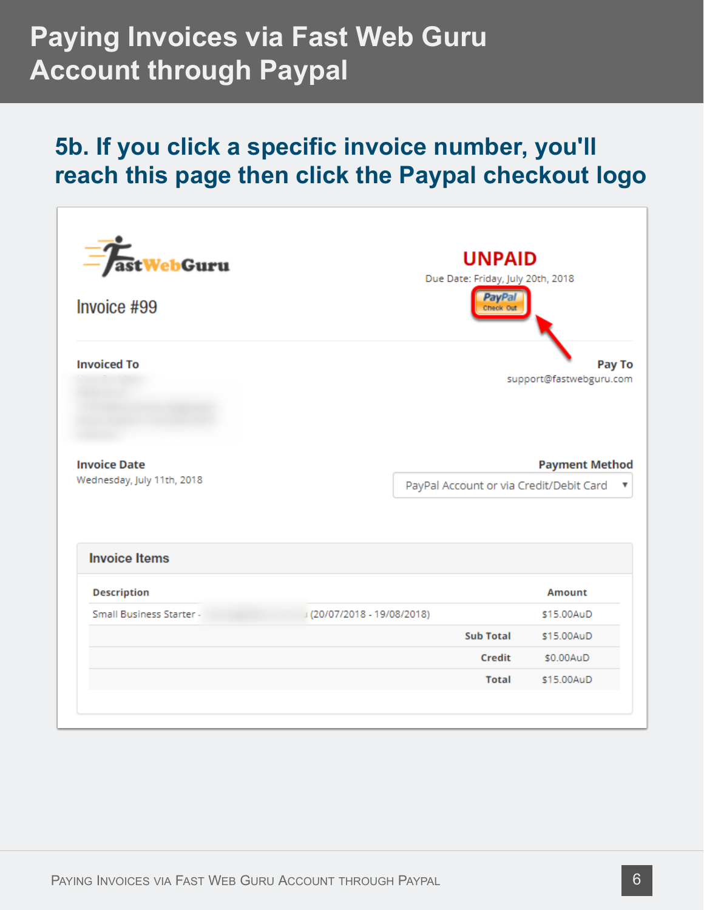# Paying Invoices via Fast Web Guru Account through Paypal

## 5b. If you click a specific invoice number, you'll reach this page then click the Paypal checkout logo

FastWebGuru

Invoice #99

**UNPAID**

Due Date: Friday, July 20th, 2018

PayPal Check Out

**Invoiced To**

**Pay To**
support@fastwebguru.com

**Invoice Date**
Wednesday, July 11th, 2018

**Payment Method**
PayPal Account or via Credit/Debit Card

**Invoice Items**

| Description | Amount |
|---|---|
| Small Business Starter - (20/07/2018 - 19/08/2018) | $15.00AuD |
| **Sub Total** | $15.00AuD |
| **Credit** | $0.00AuD |
| **Total** | $15.00AuD |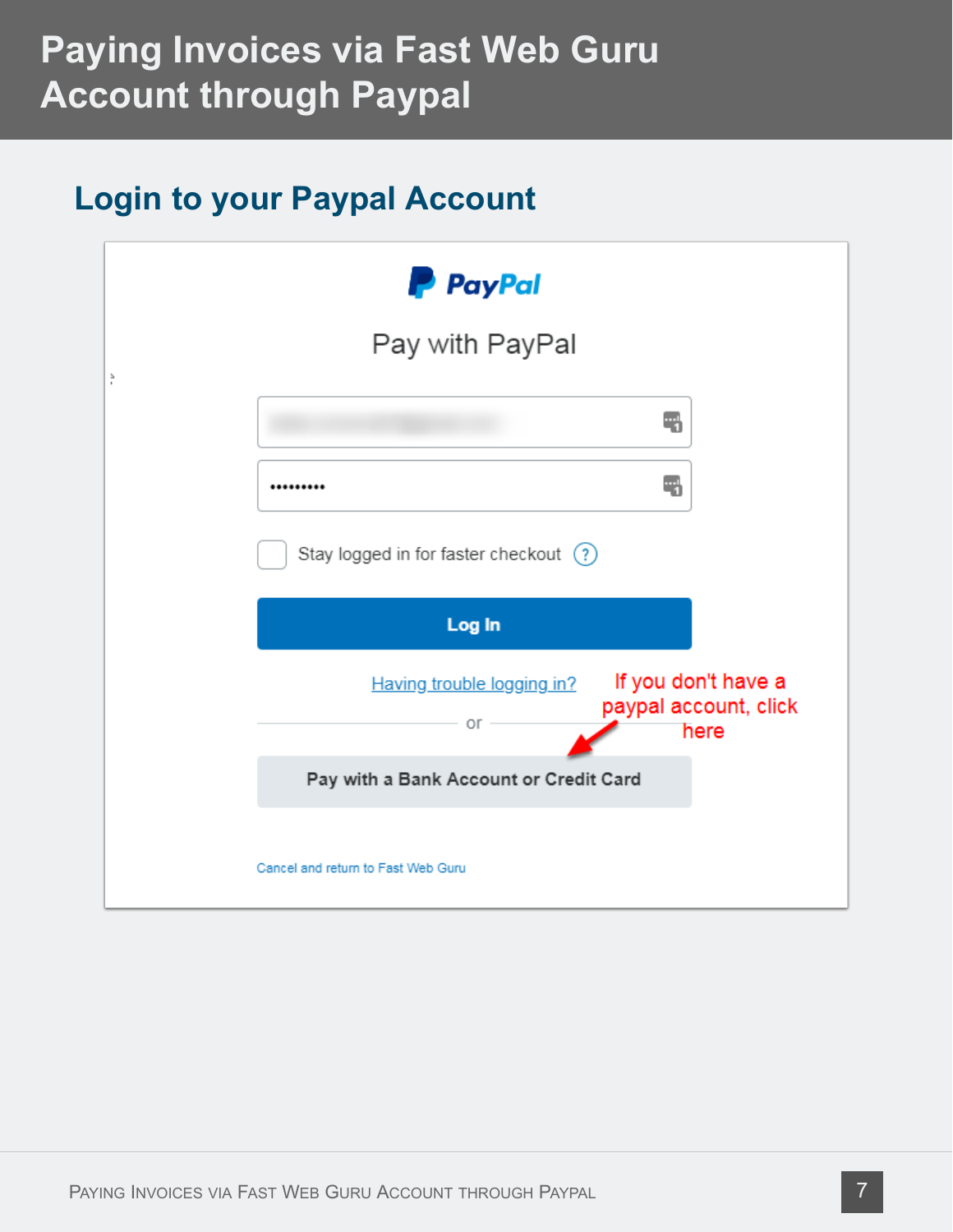# Paying Invoices via Fast Web Guru Account through Paypal

## Login to your Paypal Account

PayPal

Pay with PayPal

•••••••••

Stay logged in for faster checkout

Log In

Having trouble logging in?

If you don't have a paypal account, click here

or

Pay with a Bank Account or Credit Card

Cancel and return to Fast Web Guru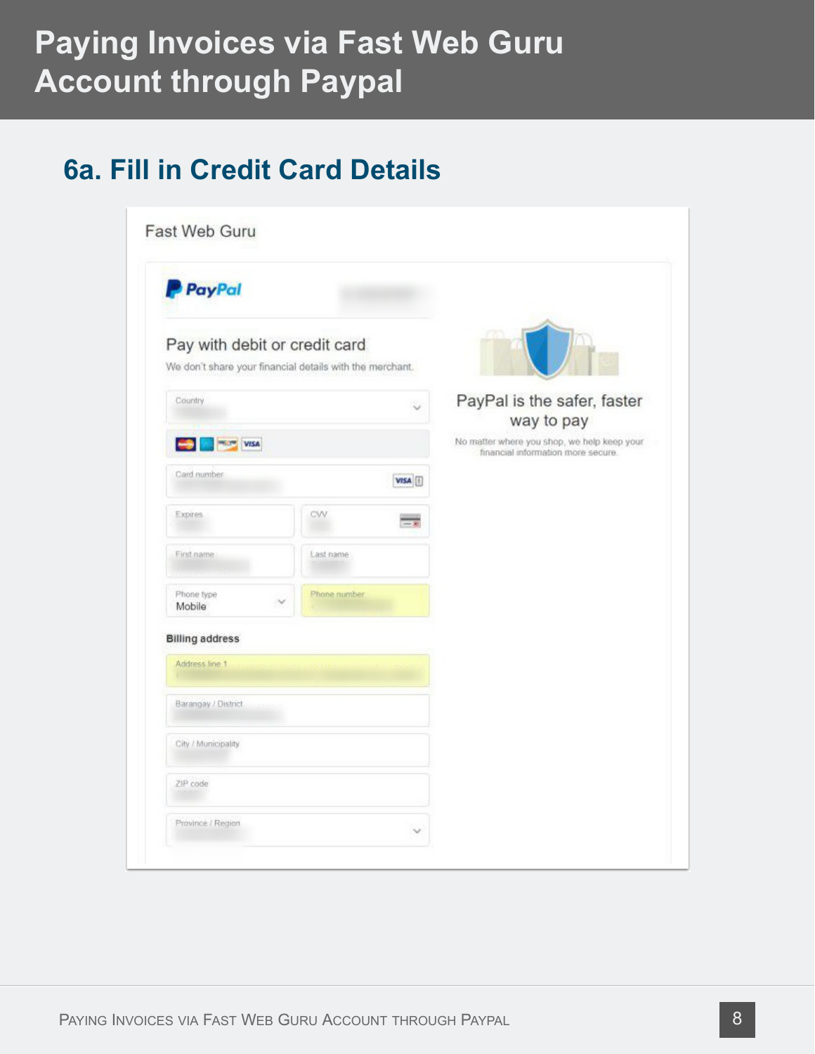## 6a. Fill in Credit Card Details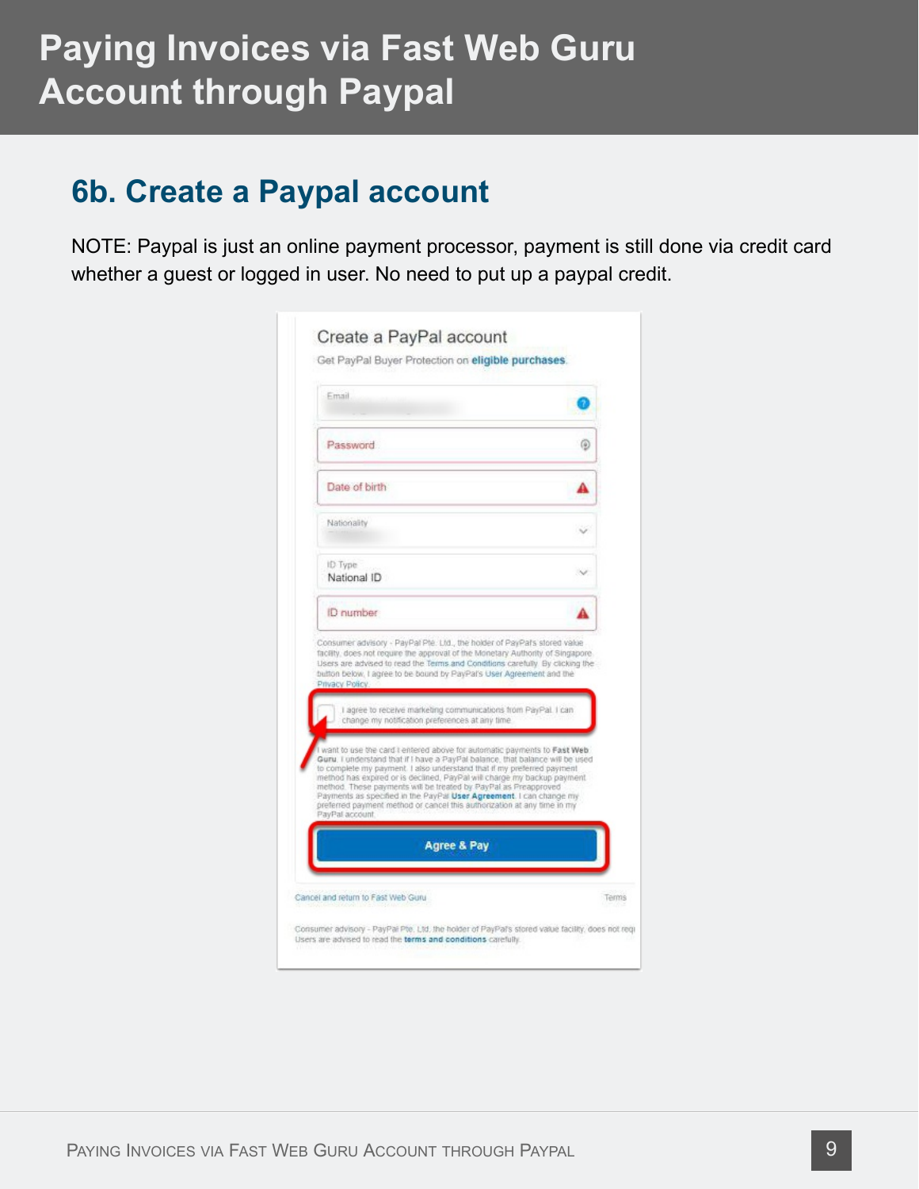## 6b. Create a Paypal account

NOTE: Paypal is just an online payment processor, payment is still done via credit card whether a guest or logged in user. No need to put up a paypal credit.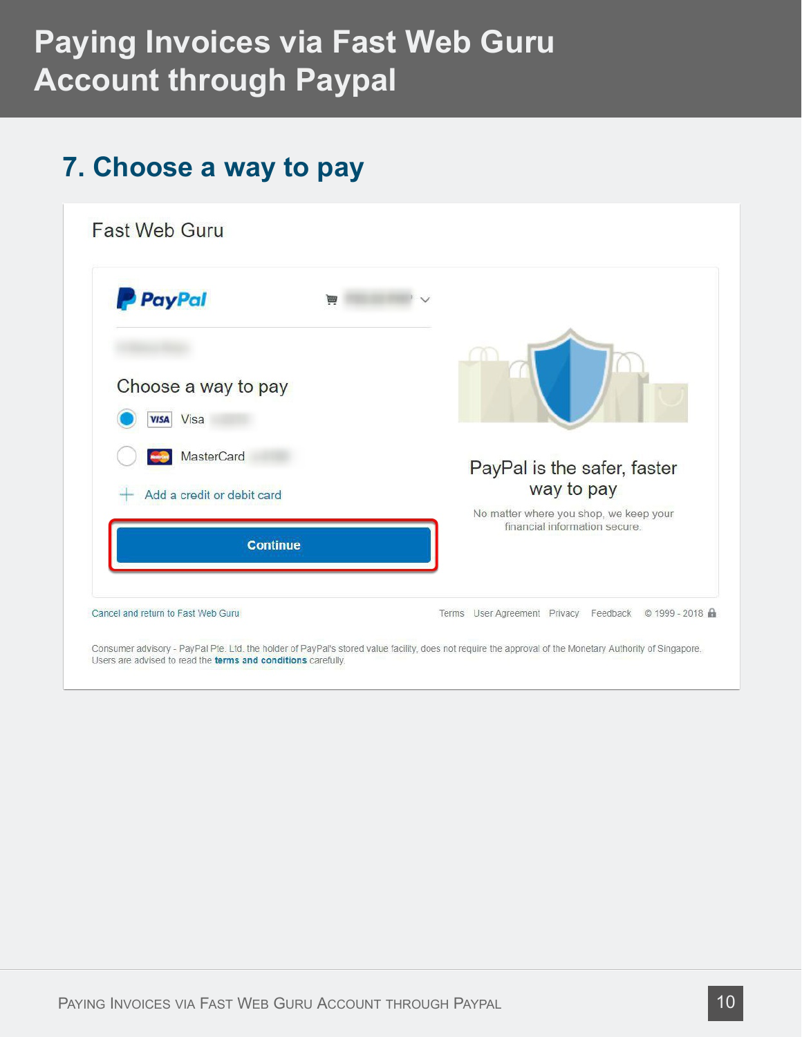# Paying Invoices via Fast Web Guru Account through Paypal

## 7. Choose a way to pay

Fast Web Guru

PayPal

Choose a way to pay

- Visa
- MasterCard

Add a credit or debit card

Continue

PayPal is the safer, faster way to pay

No matter where you shop, we keep your financial information secure.

Cancel and return to Fast Web Guru

Terms User Agreement Privacy Feedback © 1999 - 2018

Consumer advisory - PayPal Pte. Ltd. the holder of PayPal's stored value facility, does not require the approval of the Monetary Authority of Singapore. Users are advised to read the **terms and conditions** carefully.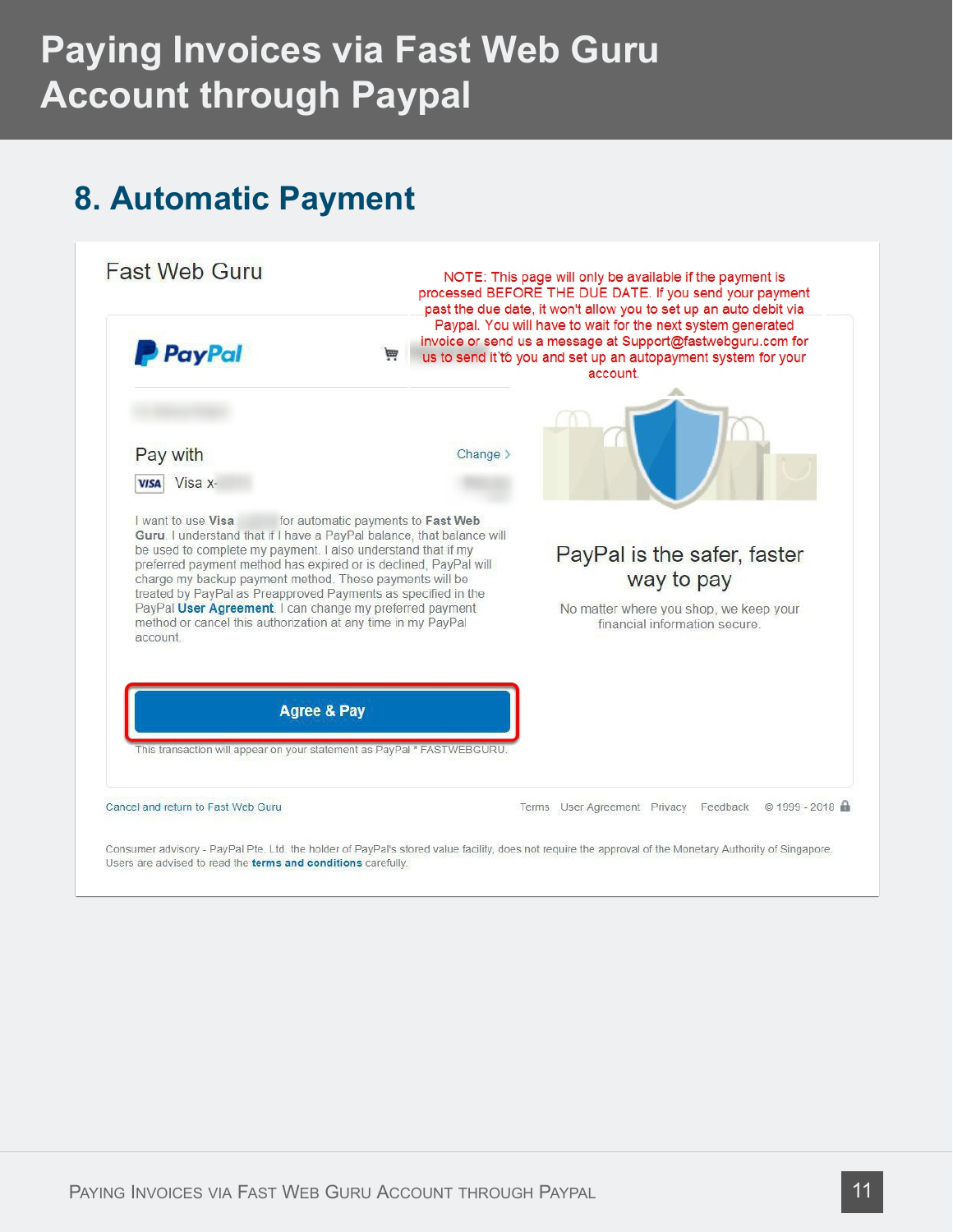# Paying Invoices via Fast Web Guru Account through Paypal

## 8. Automatic Payment

Fast Web Guru

NOTE: This page will only be available if the payment is processed BEFORE THE DUE DATE. If you send your payment past the due date, it won't allow you to set up an auto debit via Paypal. You will have to wait for the next system generated invoice or send us a message at Support@fastwebguru.com for us to send it to you and set up an autopayment system for your account.

PayPal

Pay with

Change ›

VISA Visa x-

I want to use **Visa** for automatic payments to **Fast Web Guru**. I understand that if I have a PayPal balance, that balance will be used to complete my payment. I also understand that if my preferred payment method has expired or is declined, PayPal will charge my backup payment method. Those payments will be treated by PayPal as Preapproved Payments as specified in the PayPal **User Agreement**. I can change my preferred payment method or cancel this authorization at any time in my PayPal account.

**Agree & Pay**

This transaction will appear on your statement as PayPal * FASTWEBGURU.

PayPal is the safer, faster way to pay

No matter where you shop, we keep your financial information secure.

Cancel and return to Fast Web Guru

Terms User Agreement Privacy Feedback © 1999 - 2018

Consumer advisory - PayPal Pte. Ltd. the holder of PayPal's stored value facility, does not require the approval of the Monetary Authority of Singapore. Users are advised to read the **terms and conditions** carefully.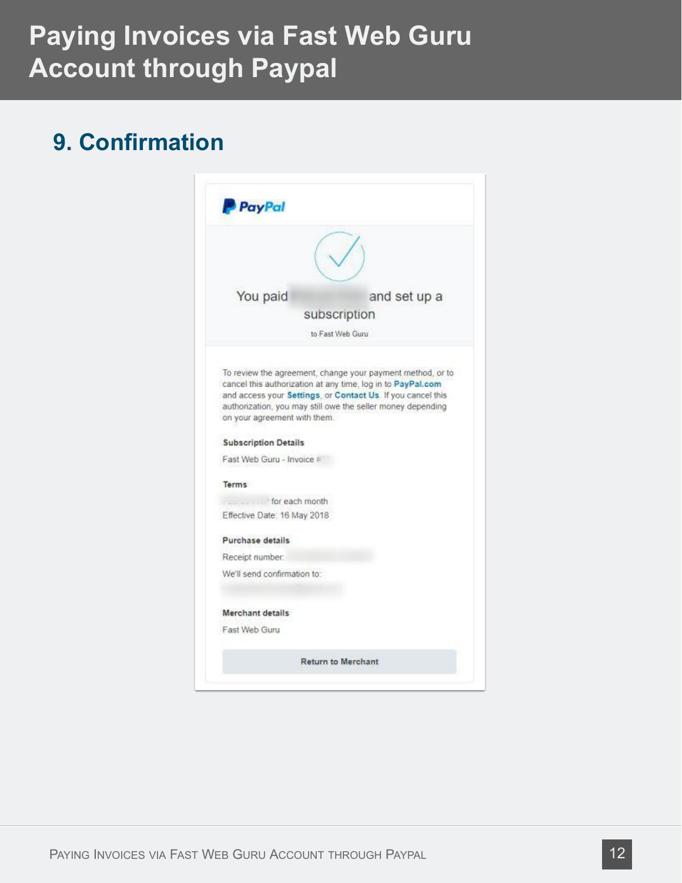# Paying Invoices via Fast Web Guru Account through Paypal

## 9. Confirmation

PayPal

You paid and set up a subscription

to Fast Web Guru

To review the agreement, change your payment method, or to cancel this authorization at any time, log in to PayPal.com and access your Settings, or Contact Us. If you cancel this authorization, you may still owe the seller money depending on your agreement with them.

**Subscription Details**

Fast Web Guru - Invoice #

**Terms**

for each month

Effective Date: 16 May 2018

**Purchase details**

Receipt number:

We'll send confirmation to:

**Merchant details**

Fast Web Guru

Return to Merchant